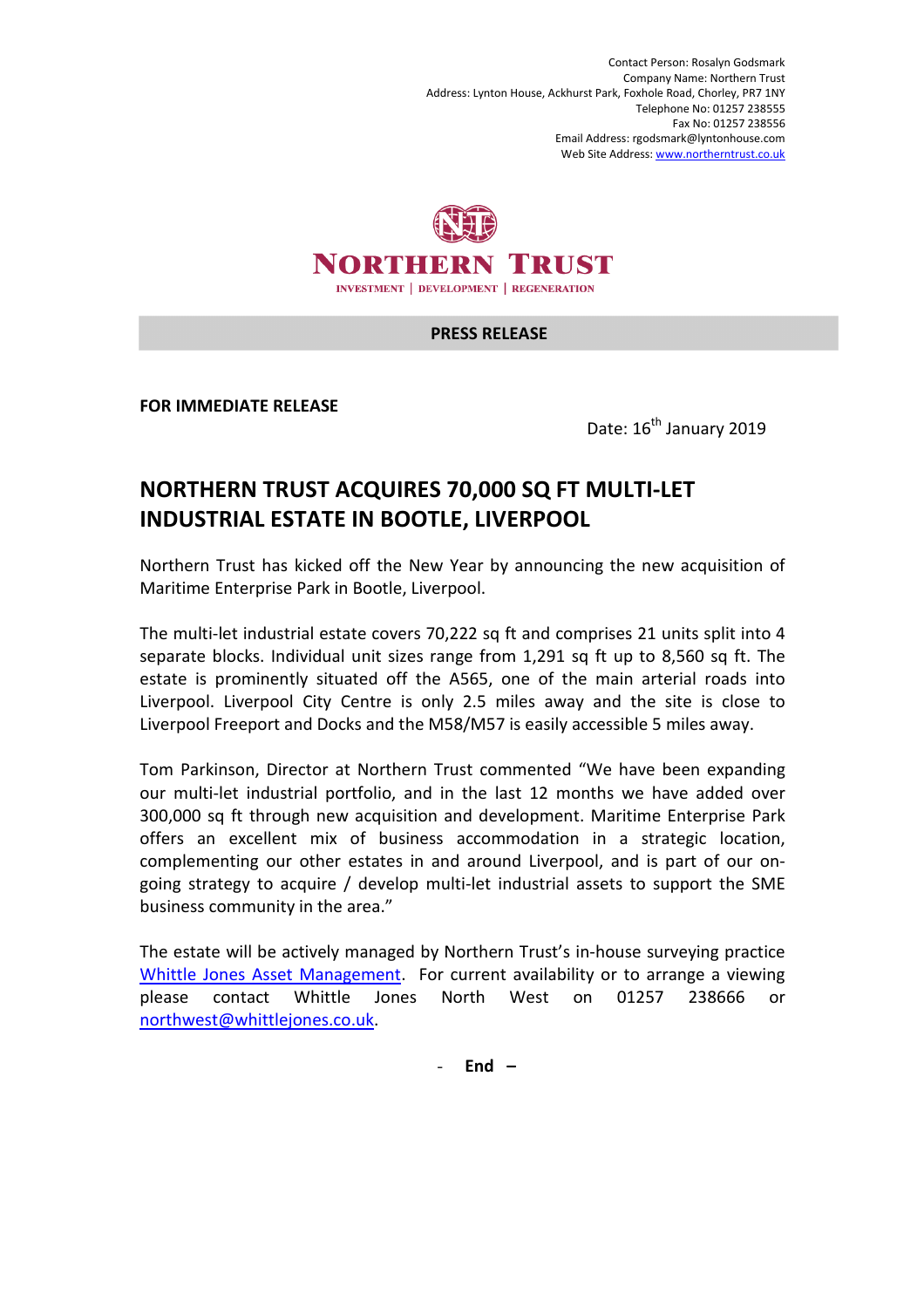Contact Person: Rosalyn Godsmark
Company Name: Northern Trust
Address: Lynton House, Ackhurst Park, Foxhole Road, Chorley, PR7 1NY
Telephone No: 01257 238555
Fax No: 01257 238556
Email Address: rgodsmark@lyntonhouse.com
Web Site Address: www.northerntrust.co.uk

NORTHERN TRUST
INVESTMENT | DEVELOPMENT | REGENERATION

**PRESS RELEASE**

**FOR IMMEDIATE RELEASE**

Date: 16th January 2019

# NORTHERN TRUST ACQUIRES 70,000 SQ FT MULTI-LET INDUSTRIAL ESTATE IN BOOTLE, LIVERPOOL

Northern Trust has kicked off the New Year by announcing the new acquisition of Maritime Enterprise Park in Bootle, Liverpool.

The multi-let industrial estate covers 70,222 sq ft and comprises 21 units split into 4 separate blocks. Individual unit sizes range from 1,291 sq ft up to 8,560 sq ft. The estate is prominently situated off the A565, one of the main arterial roads into Liverpool. Liverpool City Centre is only 2.5 miles away and the site is close to Liverpool Freeport and Docks and the M58/M57 is easily accessible 5 miles away.

Tom Parkinson, Director at Northern Trust commented "We have been expanding our multi-let industrial portfolio, and in the last 12 months we have added over 300,000 sq ft through new acquisition and development. Maritime Enterprise Park offers an excellent mix of business accommodation in a strategic location, complementing our other estates in and around Liverpool, and is part of our on-going strategy to acquire / develop multi-let industrial assets to support the SME business community in the area."

The estate will be actively managed by Northern Trust's in-house surveying practice Whittle Jones Asset Management. For current availability or to arrange a viewing please contact Whittle Jones North West on 01257 238666 or northwest@whittlejones.co.uk.

\- **End –**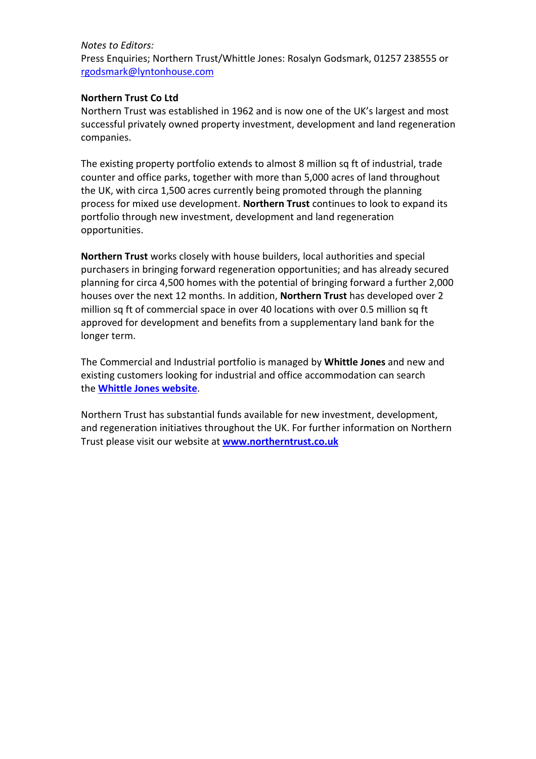*Notes to Editors:*
Press Enquiries; Northern Trust/Whittle Jones: Rosalyn Godsmark, 01257 238555 or rgodsmark@lyntonhouse.com

**Northern Trust Co Ltd**
Northern Trust was established in 1962 and is now one of the UK's largest and most successful privately owned property investment, development and land regeneration companies.

The existing property portfolio extends to almost 8 million sq ft of industrial, trade counter and office parks, together with more than 5,000 acres of land throughout the UK, with circa 1,500 acres currently being promoted through the planning process for mixed use development. **Northern Trust** continues to look to expand its portfolio through new investment, development and land regeneration opportunities.

**Northern Trust** works closely with house builders, local authorities and special purchasers in bringing forward regeneration opportunities; and has already secured planning for circa 4,500 homes with the potential of bringing forward a further 2,000 houses over the next 12 months. In addition, **Northern Trust** has developed over 2 million sq ft of commercial space in over 40 locations with over 0.5 million sq ft approved for development and benefits from a supplementary land bank for the longer term.

The Commercial and Industrial portfolio is managed by **Whittle Jones** and new and existing customers looking for industrial and office accommodation can search the **Whittle Jones website**.

Northern Trust has substantial funds available for new investment, development, and regeneration initiatives throughout the UK. For further information on Northern Trust please visit our website at **www.northerntrust.co.uk**